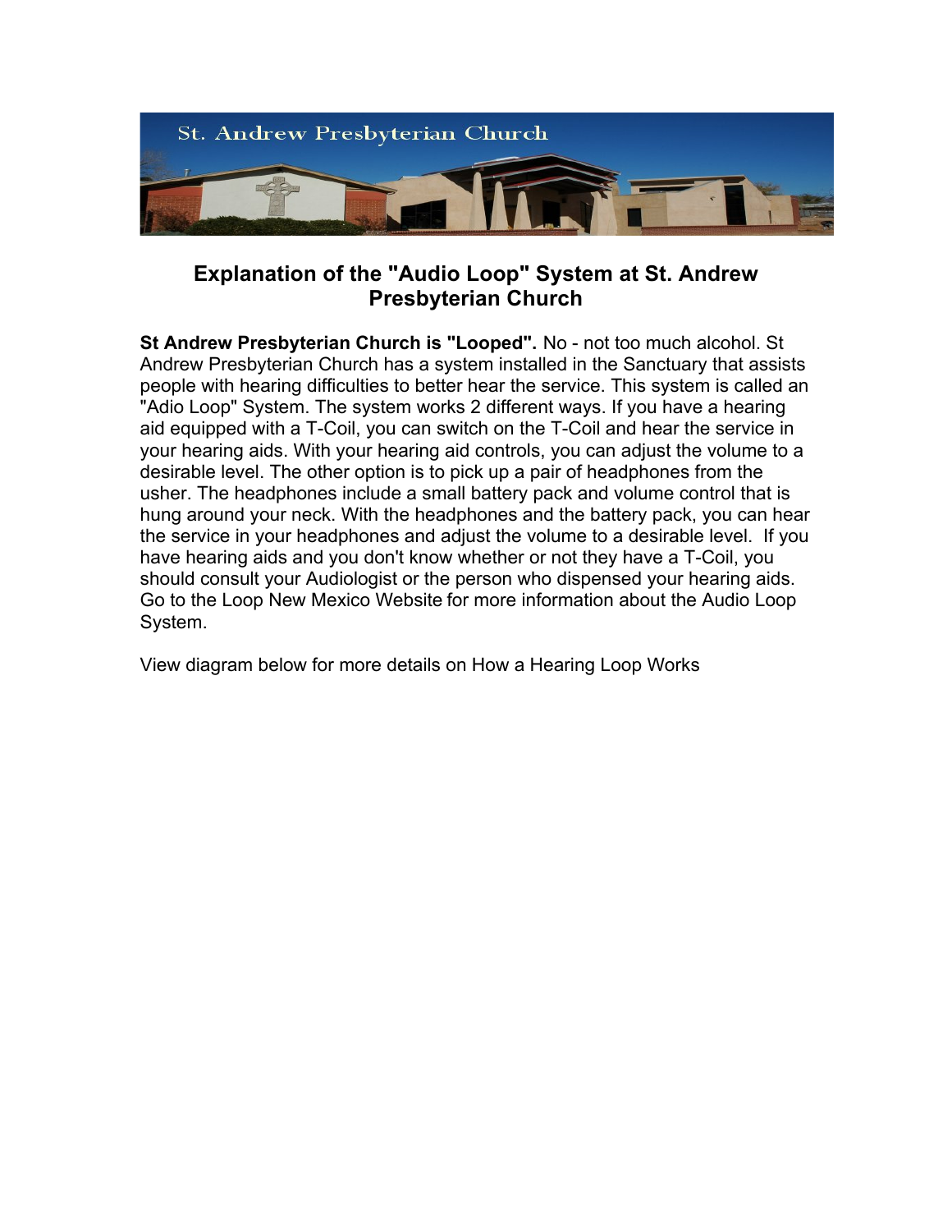St. Andrew Presbyterian Church

# Explanation of the "Audio Loop" System at St. Andrew Presbyterian Church

**St Andrew Presbyterian Church is "Looped".** No - not too much alcohol. St Andrew Presbyterian Church has a system installed in the Sanctuary that assists people with hearing difficulties to better hear the service. This system is called an "Adio Loop" System. The system works 2 different ways. If you have a hearing aid equipped with a T-Coil, you can switch on the T-Coil and hear the service in your hearing aids. With your hearing aid controls, you can adjust the volume to a desirable level. The other option is to pick up a pair of headphones from the usher. The headphones include a small battery pack and volume control that is hung around your neck. With the headphones and the battery pack, you can hear the service in your headphones and adjust the volume to a desirable level. If you have hearing aids and you don't know whether or not they have a T-Coil, you should consult your Audiologist or the person who dispensed your hearing aids. Go to the Loop New Mexico Website for more information about the Audio Loop System.

View diagram below for more details on How a Hearing Loop Works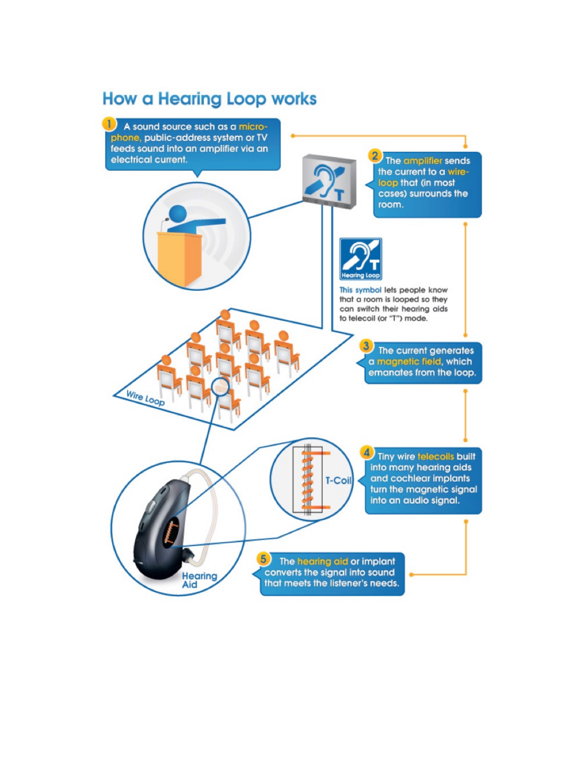# How a Hearing Loop works

1. A sound source such as a microphone, public-address system or TV feeds sound into an amplifier via an electrical current.

2. The amplifier sends the current to a wire-loop that (in most cases) surrounds the room.

Hearing Loop

This symbol lets people know that a room is looped so they can switch their hearing aids to telecoil (or "T") mode.

3. The current generates a magnetic field, which emanates from the loop.

Wire Loop

4. Tiny wire telecoils built into many hearing aids and cochlear implants turn the magnetic signal into an audio signal.

T-Coil

5. The hearing aid or implant converts the signal into sound that meets the listener's needs.

Hearing Aid